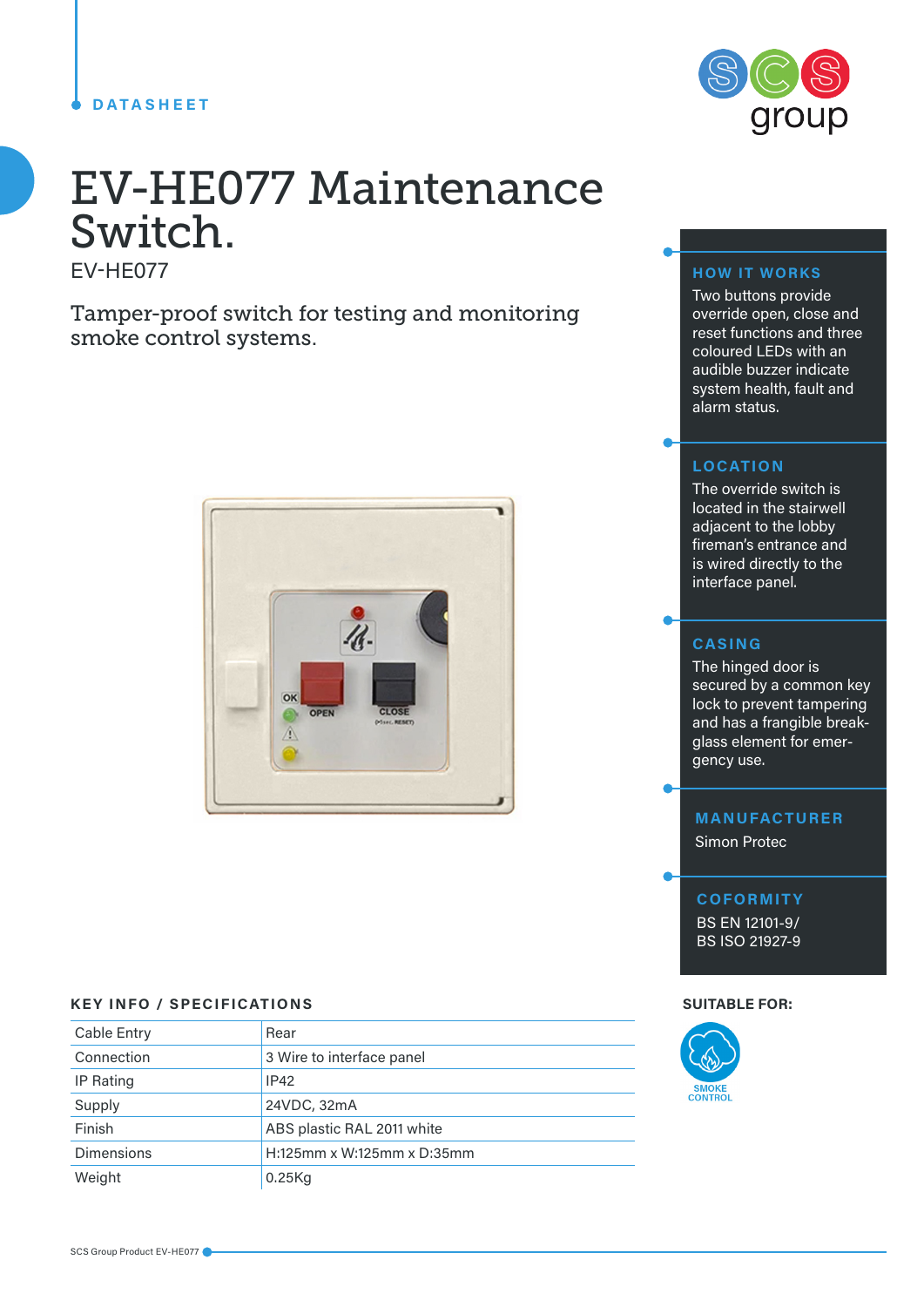DATASHEET

# EV-HE077 Maintenance Switch.

EV-HE077

Tamper-proof switch for testing and monitoring smoke control systems.

### HOW IT WORKS

Two buttons provide override open, close and reset functions and three coloured LEDs with an audible buzzer indicate system health, fault and alarm status.

### LOCATION

The override switch is located in the stairwell adjacent to the lobby fireman's entrance and is wired directly to the interface panel.

### CASING

The hinged door is secured by a common key lock to prevent tampering and has a frangible break-glass element for emergency use.

### MANUFACTURER

Simon Protec

### COFORMITY

BS EN 12101-9/
BS ISO 21927-9

## KEY INFO / SPECIFICATIONS

| | |
|---|---|
| Cable Entry | Rear |
| Connection | 3 Wire to interface panel |
| IP Rating | IP42 |
| Supply | 24VDC, 32mA |
| Finish | ABS plastic RAL 2011 white |
| Dimensions | H:125mm x W:125mm x D:35mm |
| Weight | 0.25Kg |

## SUITABLE FOR:

SMOKE CONTROL

SCS Group Product EV-HE077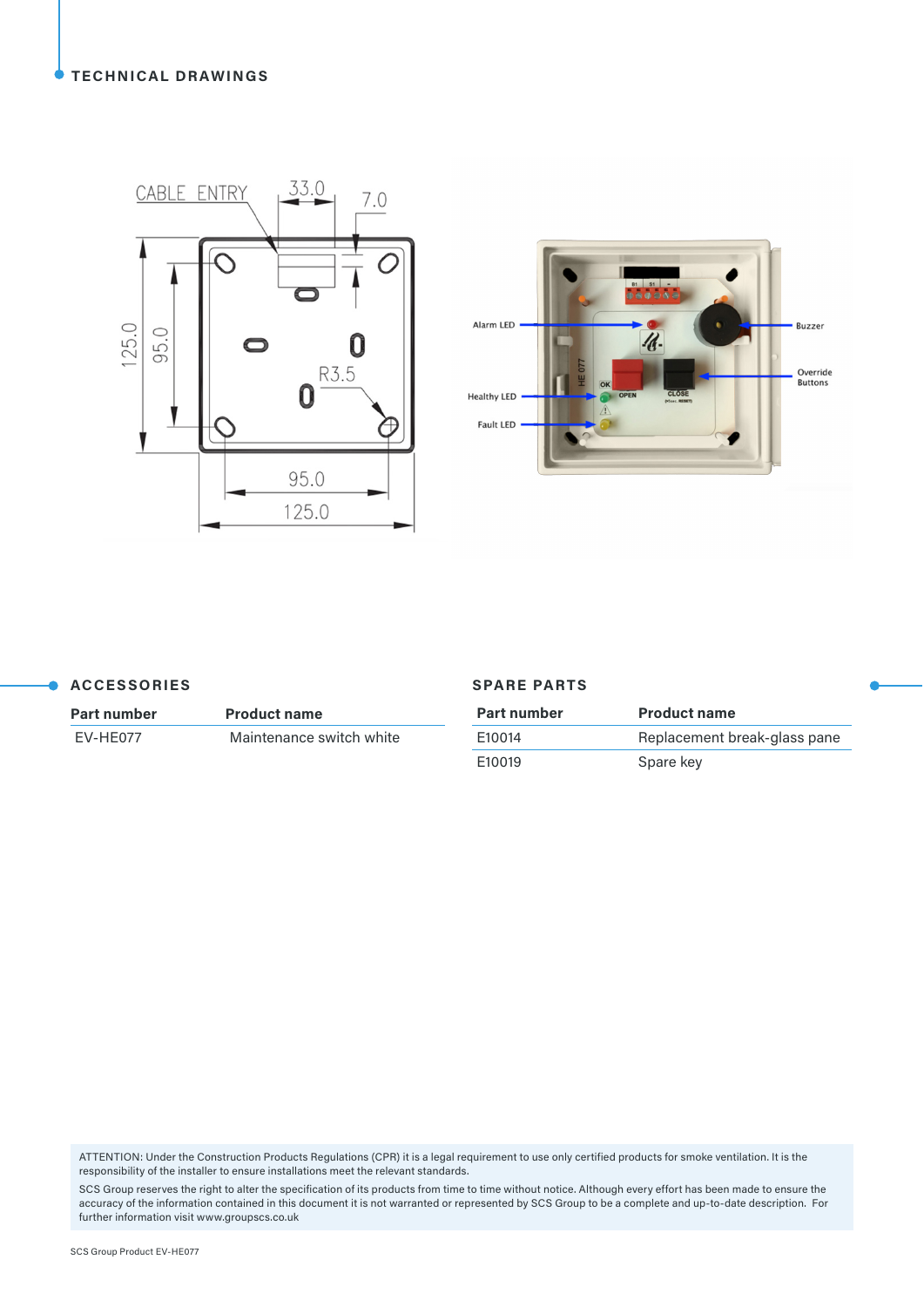## TECHNICAL DRAWINGS

CABLE ENTRY
33.0
7.0
125.0
95.0
R3.5
95.0
125.0

Alarm LED
Healthy LED
Fault LED
Buzzer
Override Buttons

## ACCESSORIES

| Part number | Product name |
|---|---|
| EV-HE077 | Maintenance switch white |

## SPARE PARTS

| Part number | Product name |
|---|---|
| E10014 | Replacement break-glass pane |
| E10019 | Spare key |

ATTENTION: Under the Construction Products Regulations (CPR) it is a legal requirement to use only certified products for smoke ventilation. It is the responsibility of the installer to ensure installations meet the relevant standards.

SCS Group reserves the right to alter the specification of its products from time to time without notice. Although every effort has been made to ensure the accuracy of the information contained in this document it is not warranted or represented by SCS Group to be a complete and up-to-date description. For further information visit www.groupscs.co.uk